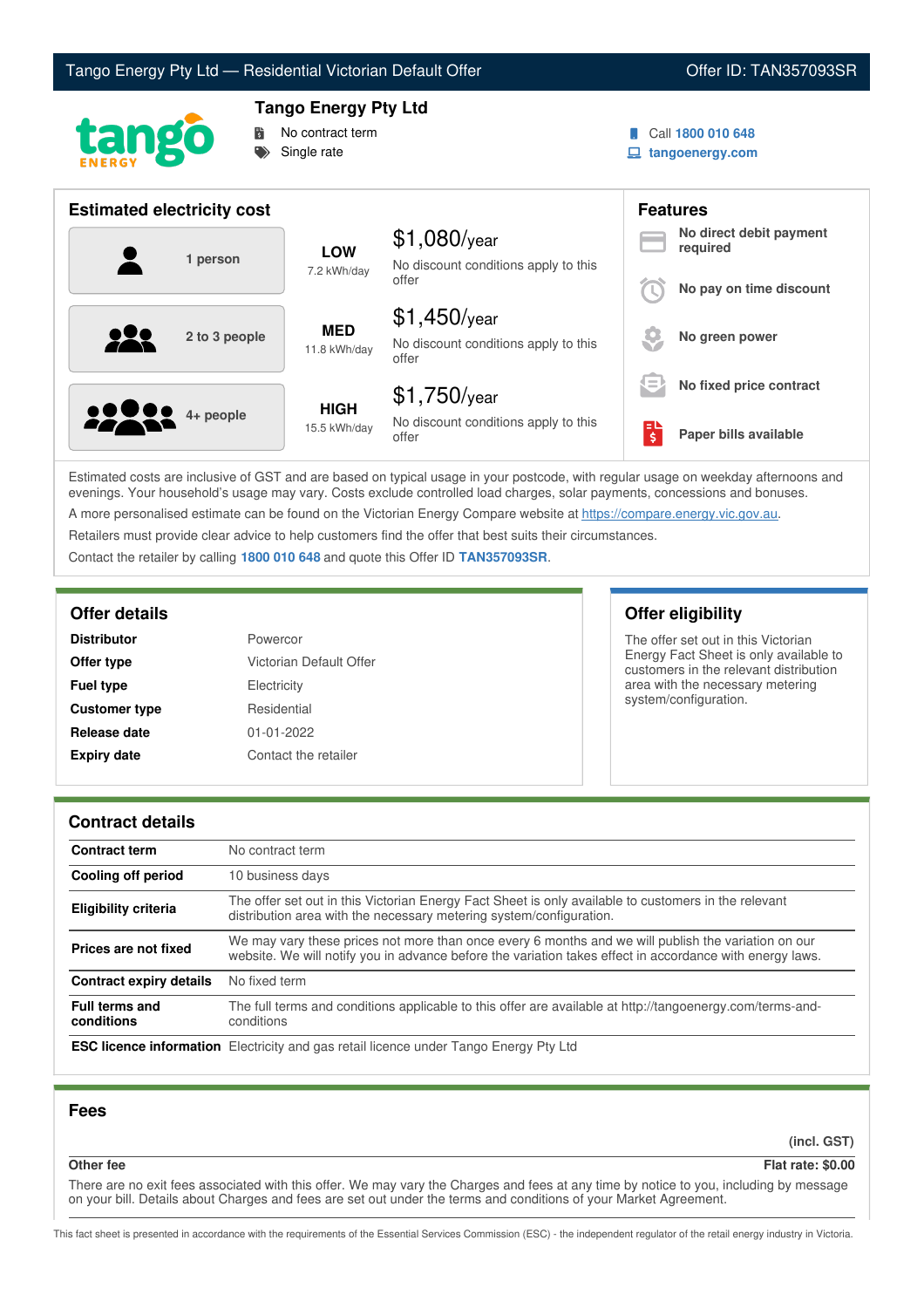Tango Energy Pty Ltd — Residential Victorian Default Offer | Offer ID: TAN357093SR

# Tango Energy Pty Ltd

- No contract term
- Single rate

Call **1800 010 648**
**tangoenergy.com**

## Estimated electricity cost

| Household | Usage | Cost |
|---|---|---|
| 1 person | **LOW** 7.2 kWh/day | $1,080/year — No discount conditions apply to this offer |
| 2 to 3 people | **MED** 11.8 kWh/day | $1,450/year — No discount conditions apply to this offer |
| 4+ people | **HIGH** 15.5 kWh/day | $1,750/year — No discount conditions apply to this offer |

## Features

- **No direct debit payment required**
- **No pay on time discount**
- **No green power**
- **No fixed price contract**
- **Paper bills available**

Estimated costs are inclusive of GST and are based on typical usage in your postcode, with regular usage on weekday afternoons and evenings. Your household's usage may vary. Costs exclude controlled load charges, solar payments, concessions and bonuses.

A more personalised estimate can be found on the Victorian Energy Compare website at https://compare.energy.vic.gov.au.

Retailers must provide clear advice to help customers find the offer that best suits their circumstances.

Contact the retailer by calling **1800 010 648** and quote this Offer ID **TAN357093SR**.

## Offer details

| | |
|---|---|
| **Distributor** | Powercor |
| **Offer type** | Victorian Default Offer |
| **Fuel type** | Electricity |
| **Customer type** | Residential |
| **Release date** | 01-01-2022 |
| **Expiry date** | Contact the retailer |

## Offer eligibility

The offer set out in this Victorian Energy Fact Sheet is only available to customers in the relevant distribution area with the necessary metering system/configuration.

## Contract details

| | |
|---|---|
| **Contract term** | No contract term |
| **Cooling off period** | 10 business days |
| **Eligibility criteria** | The offer set out in this Victorian Energy Fact Sheet is only available to customers in the relevant distribution area with the necessary metering system/configuration. |
| **Prices are not fixed** | We may vary these prices not more than once every 6 months and we will publish the variation on our website. We will notify you in advance before the variation takes effect in accordance with energy laws. |
| **Contract expiry details** | No fixed term |
| **Full terms and conditions** | The full terms and conditions applicable to this offer are available at http://tangoenergy.com/terms-and-conditions |
| **ESC licence information** | Electricity and gas retail licence under Tango Energy Pty Ltd |

## Fees

| | (incl. GST) |
|---|---|
| **Other fee** | **Flat rate: $0.00** |

There are no exit fees associated with this offer. We may vary the Charges and fees at any time by notice to you, including by message on your bill. Details about Charges and fees are set out under the terms and conditions of your Market Agreement.

This fact sheet is presented in accordance with the requirements of the Essential Services Commission (ESC) - the independent regulator of the retail energy industry in Victoria.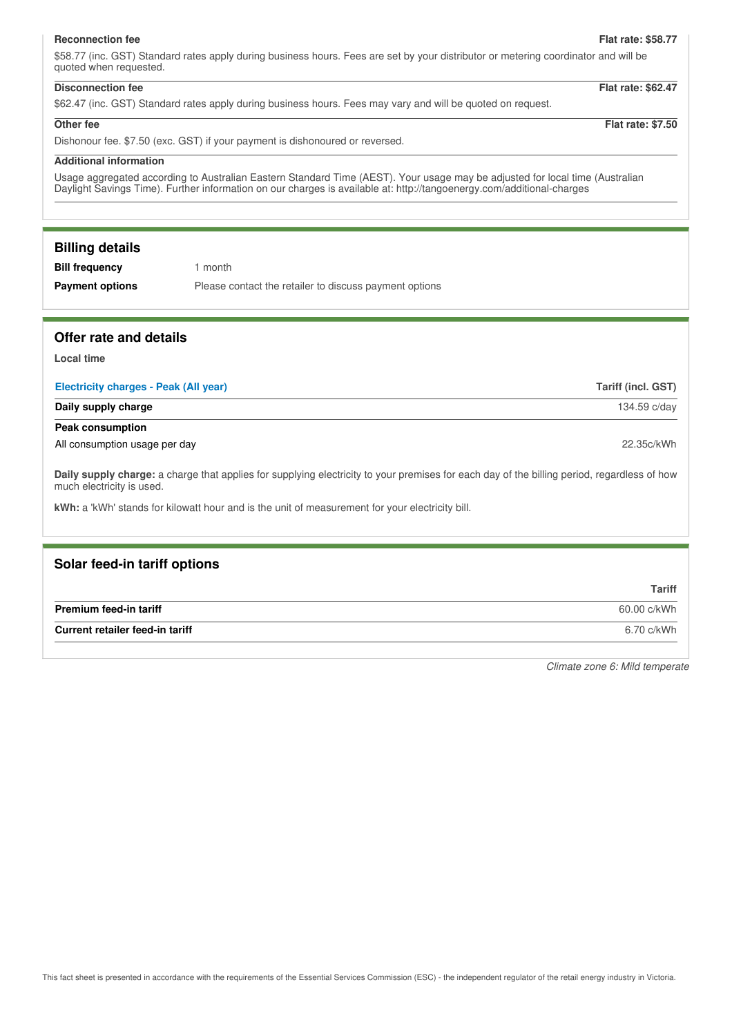| | |
|---|---|
| **Reconnection fee** | **Flat rate: $58.77** |

$58.77 (inc. GST) Standard rates apply during business hours. Fees are set by your distributor or metering coordinator and will be quoted when requested.

| | |
|---|---|
| **Disconnection fee** | **Flat rate: $62.47** |

$62.47 (inc. GST) Standard rates apply during business hours. Fees may vary and will be quoted on request.

| | |
|---|---|
| **Other fee** | **Flat rate: $7.50** |

Dishonour fee. $7.50 (exc. GST) if your payment is dishonoured or reversed.

**Additional information**

Usage aggregated according to Australian Eastern Standard Time (AEST). Your usage may be adjusted for local time (Australian Daylight Savings Time). Further information on our charges is available at: http://tangoenergy.com/additional-charges

## Billing details

| | |
|---|---|
| **Bill frequency** | 1 month |
| **Payment options** | Please contact the retailer to discuss payment options |

## Offer rate and details

**Local time**

| Electricity charges - Peak (All year) | Tariff (incl. GST) |
|---|---|
| **Daily supply charge** | 134.59 c/day |
| **Peak consumption** | |
| All consumption usage per day | 22.35c/kWh |

**Daily supply charge:** a charge that applies for supplying electricity to your premises for each day of the billing period, regardless of how much electricity is used.

**kWh:** a 'kWh' stands for kilowatt hour and is the unit of measurement for your electricity bill.

## Solar feed-in tariff options

| | Tariff |
|---|---|
| **Premium feed-in tariff** | 60.00 c/kWh |
| **Current retailer feed-in tariff** | 6.70 c/kWh |

*Climate zone 6: Mild temperate*

This fact sheet is presented in accordance with the requirements of the Essential Services Commission (ESC) - the independent regulator of the retail energy industry in Victoria.